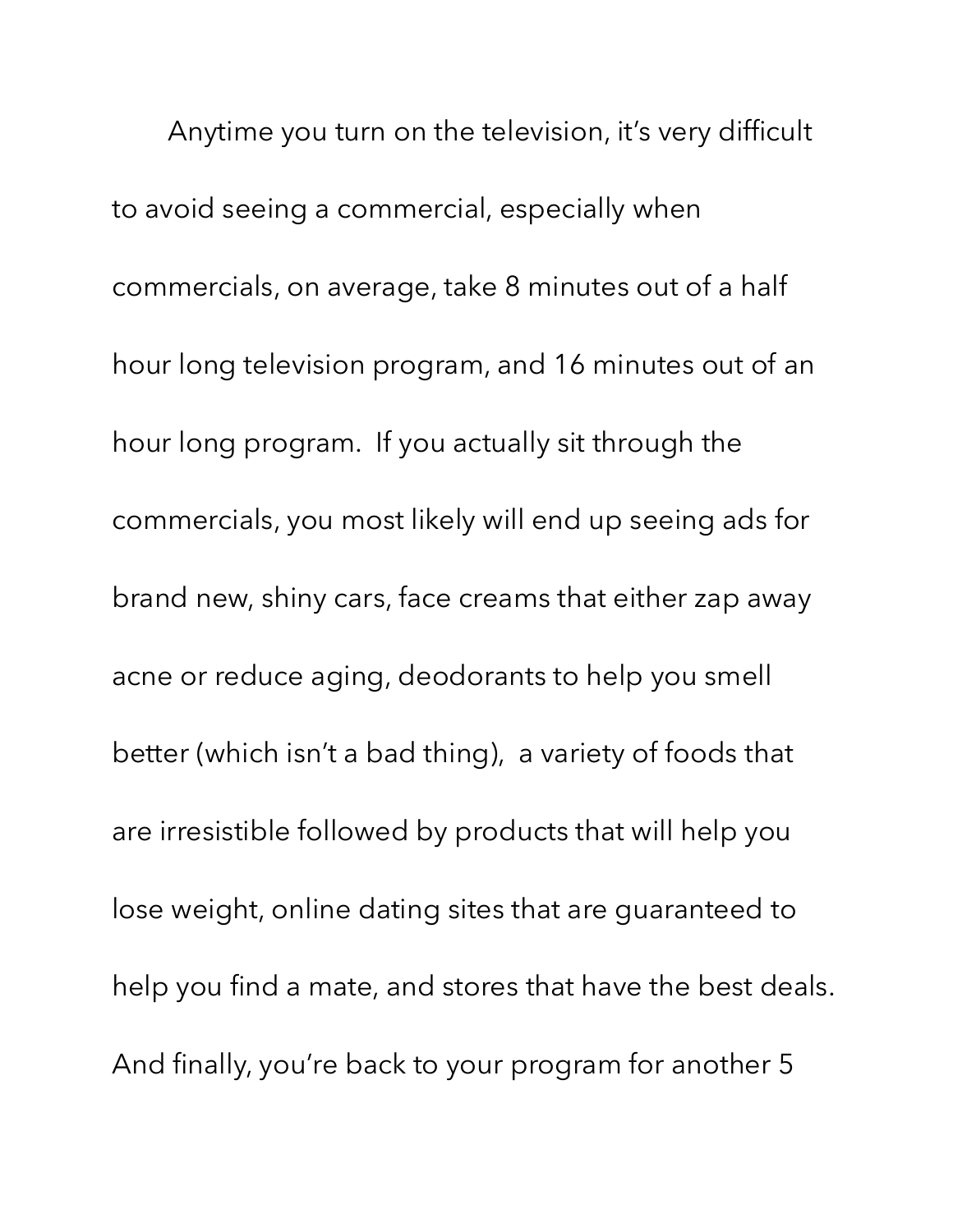Anytime you turn on the television, it's very difficult to avoid seeing a commercial, especially when commercials, on average, take 8 minutes out of a half hour long television program, and 16 minutes out of an hour long program. If you actually sit through the commercials, you most likely will end up seeing ads for brand new, shiny cars, face creams that either zap away acne or reduce aging, deodorants to help you smell better (which isn't a bad thing), a variety of foods that are irresistible followed by products that will help you lose weight, online dating sites that are guaranteed to help you find a mate, and stores that have the best deals. And finally, you're back to your program for another 5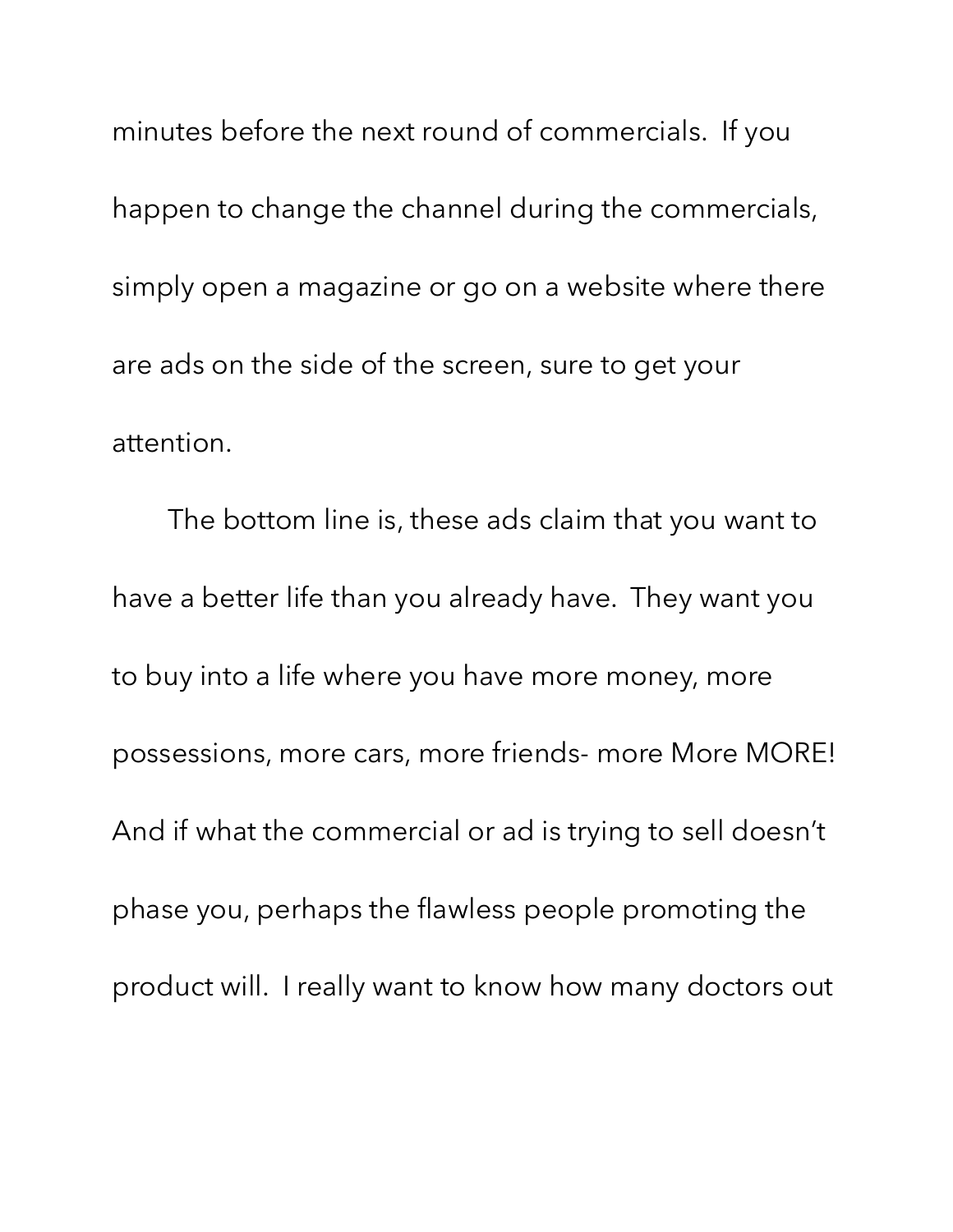minutes before the next round of commercials.  If you happen to change the channel during the commercials, simply open a magazine or go on a website where there are ads on the side of the screen, sure to get your attention.

The bottom line is, these ads claim that you want to have a better life than you already have.  They want you to buy into a life where you have more money, more possessions, more cars, more friends- more More MORE! And if what the commercial or ad is trying to sell doesn't phase you, perhaps the flawless people promoting the product will.  I really want to know how many doctors out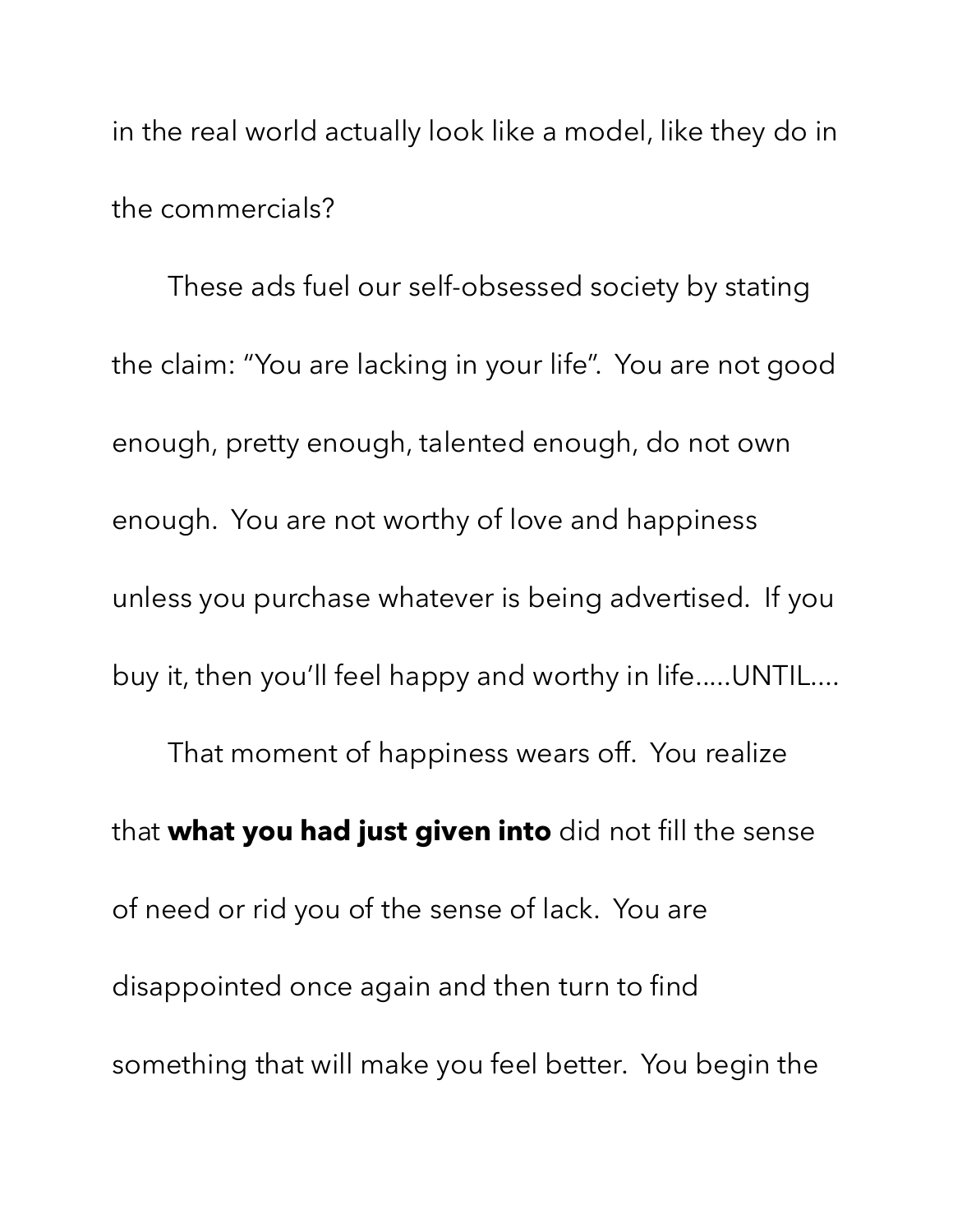in the real world actually look like a model, like they do in the commercials?

These ads fuel our self-obsessed society by stating the claim: "You are lacking in your life". You are not good enough, pretty enough, talented enough, do not own enough. You are not worthy of love and happiness unless you purchase whatever is being advertised. If you buy it, then you'll feel happy and worthy in life.....UNTIL....

That moment of happiness wears off. You realize that **what you had just given into** did not fill the sense of need or rid you of the sense of lack. You are disappointed once again and then turn to find something that will make you feel better. You begin the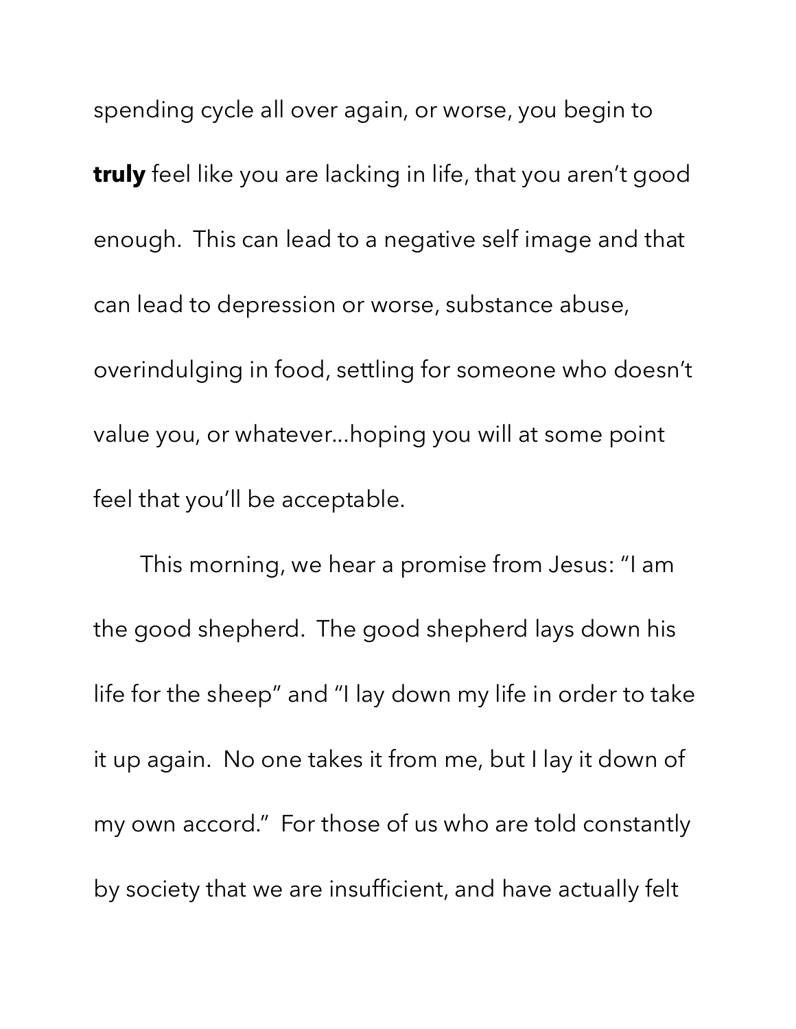spending cycle all over again, or worse, you begin to **truly** feel like you are lacking in life, that you aren't good enough.  This can lead to a negative self image and that can lead to depression or worse, substance abuse, overindulging in food, settling for someone who doesn't value you, or whatever...hoping you will at some point feel that you'll be acceptable.

This morning, we hear a promise from Jesus: "I am the good shepherd.  The good shepherd lays down his life for the sheep" and "I lay down my life in order to take it up again.  No one takes it from me, but I lay it down of my own accord."  For those of us who are told constantly by society that we are insufficient, and have actually felt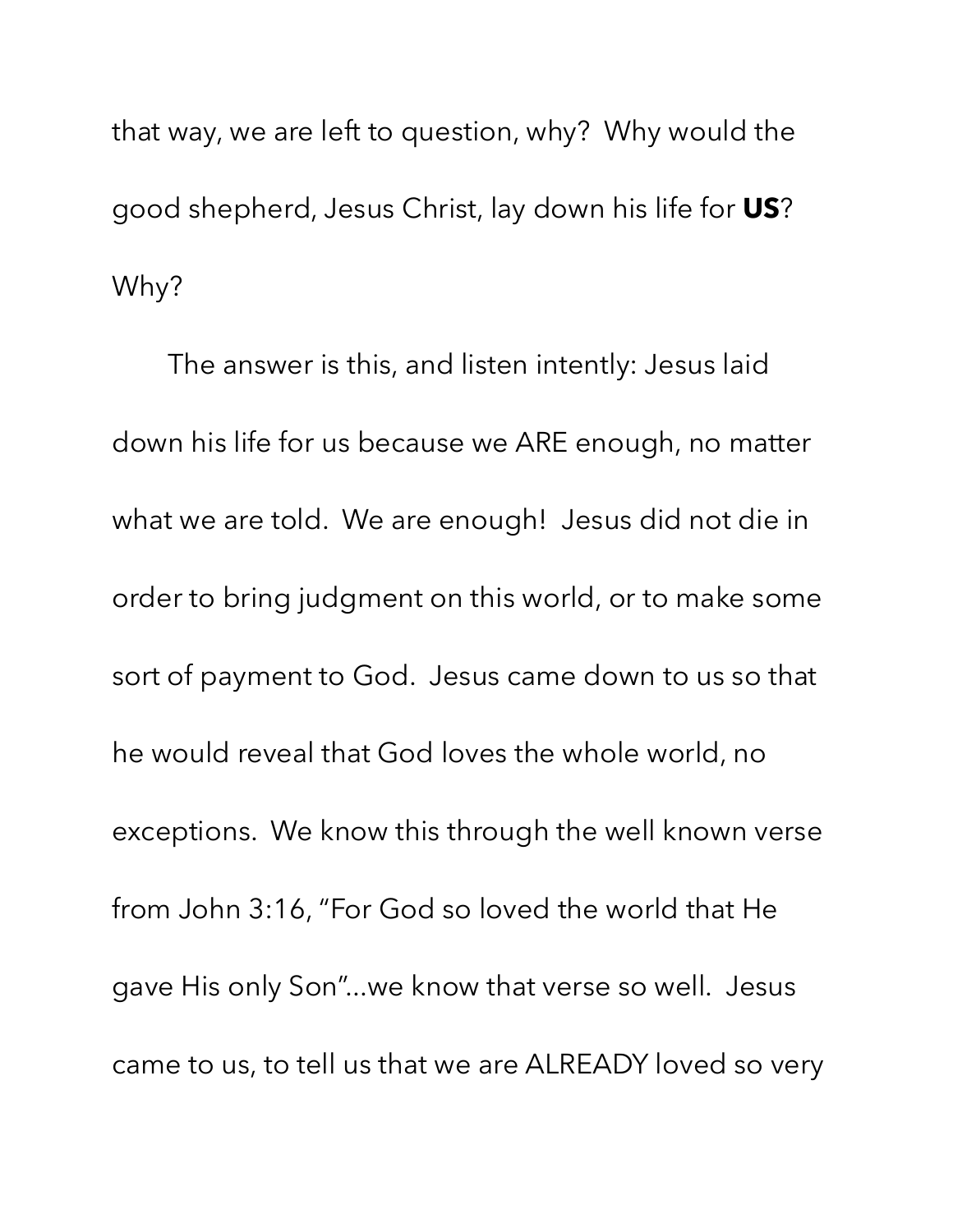that way, we are left to question, why? Why would the good shepherd, Jesus Christ, lay down his life for **US**? Why?

The answer is this, and listen intently: Jesus laid down his life for us because we ARE enough, no matter what we are told. We are enough! Jesus did not die in order to bring judgment on this world, or to make some sort of payment to God. Jesus came down to us so that he would reveal that God loves the whole world, no exceptions. We know this through the well known verse from John 3:16, "For God so loved the world that He gave His only Son"...we know that verse so well. Jesus came to us, to tell us that we are ALREADY loved so very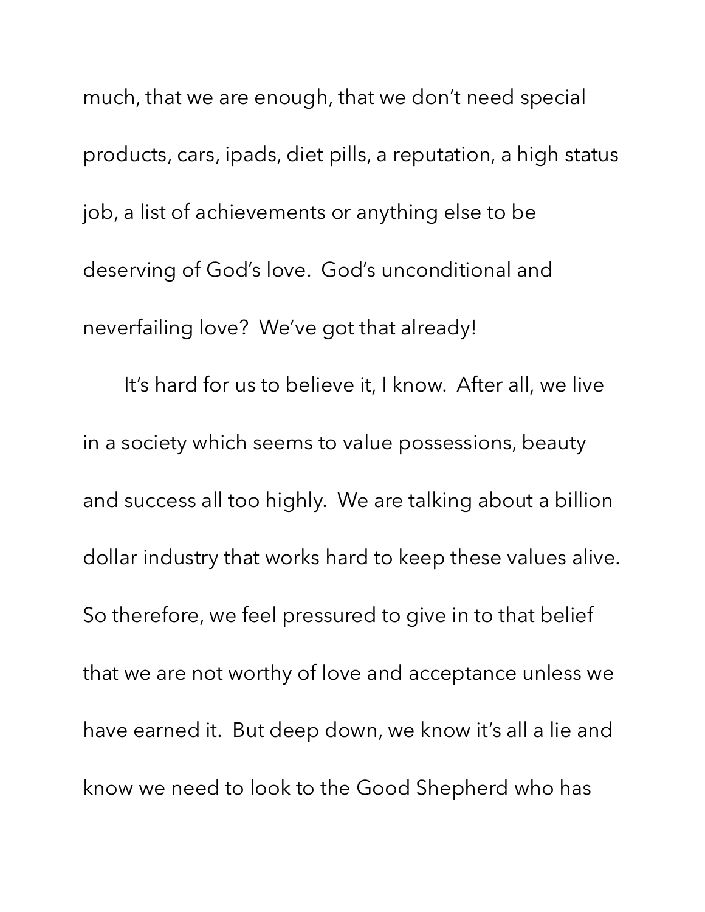much, that we are enough, that we don't need special products, cars, ipads, diet pills, a reputation, a high status job, a list of achievements or anything else to be deserving of God's love. God's unconditional and neverfailing love? We've got that already!

It's hard for us to believe it, I know. After all, we live in a society which seems to value possessions, beauty and success all too highly. We are talking about a billion dollar industry that works hard to keep these values alive. So therefore, we feel pressured to give in to that belief that we are not worthy of love and acceptance unless we have earned it. But deep down, we know it's all a lie and know we need to look to the Good Shepherd who has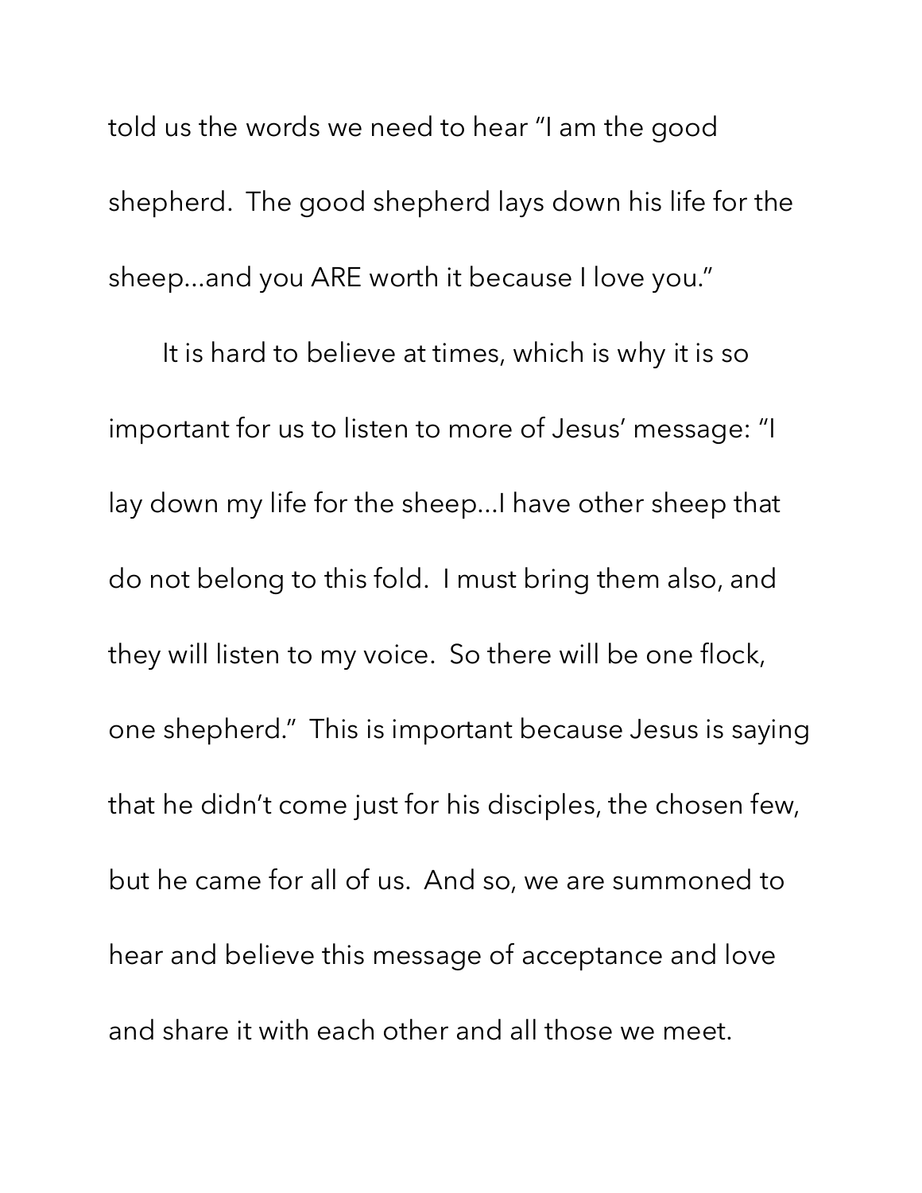told us the words we need to hear "I am the good shepherd. The good shepherd lays down his life for the sheep…and you ARE worth it because I love you."

It is hard to believe at times, which is why it is so important for us to listen to more of Jesus' message: "I lay down my life for the sheep…I have other sheep that do not belong to this fold. I must bring them also, and they will listen to my voice. So there will be one flock, one shepherd." This is important because Jesus is saying that he didn't come just for his disciples, the chosen few, but he came for all of us. And so, we are summoned to hear and believe this message of acceptance and love and share it with each other and all those we meet.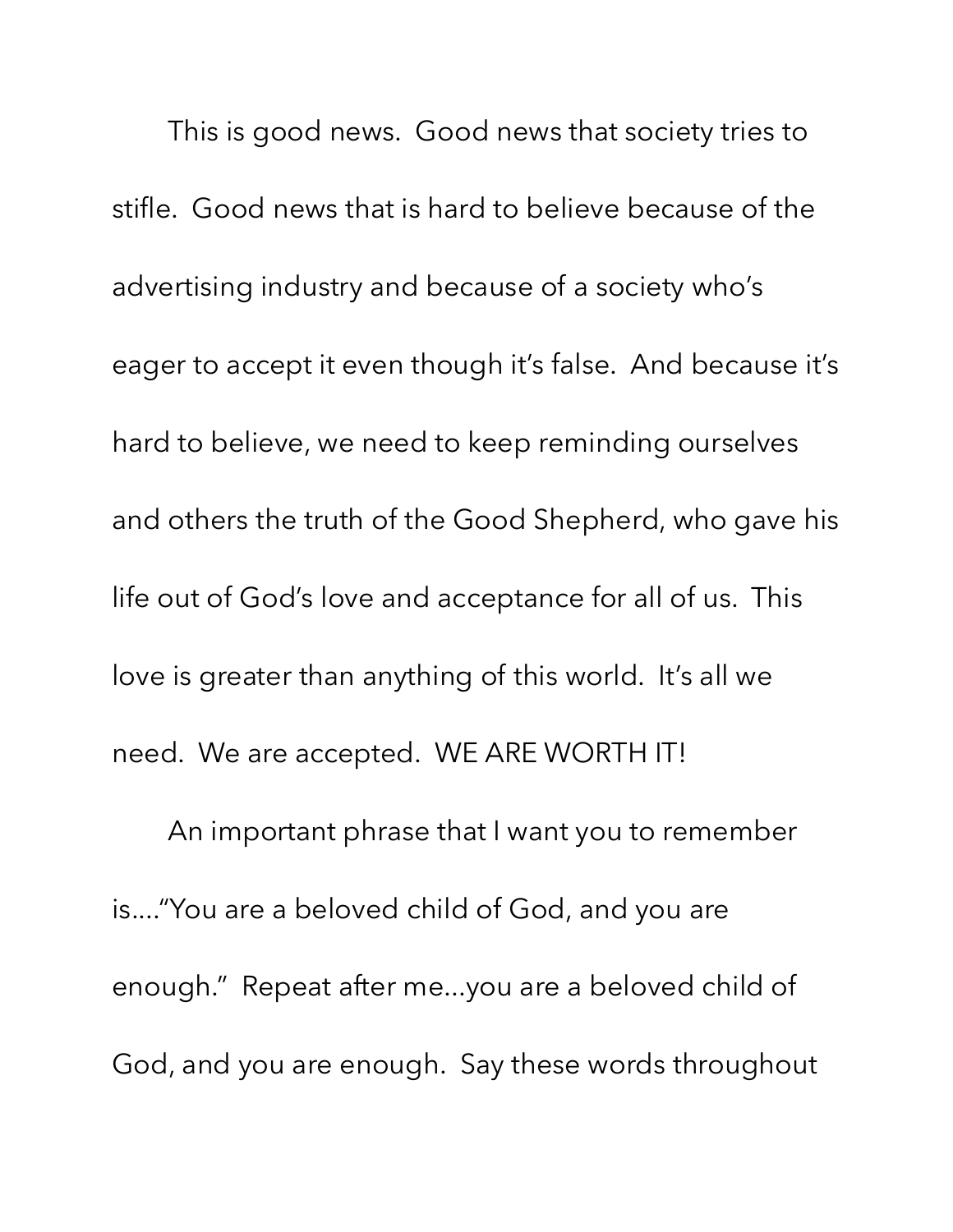This is good news. Good news that society tries to stifle. Good news that is hard to believe because of the advertising industry and because of a society who's eager to accept it even though it's false. And because it's hard to believe, we need to keep reminding ourselves and others the truth of the Good Shepherd, who gave his life out of God's love and acceptance for all of us. This love is greater than anything of this world. It's all we need. We are accepted. WE ARE WORTH IT!

An important phrase that I want you to remember is...."You are a beloved child of God, and you are enough." Repeat after me...you are a beloved child of God, and you are enough. Say these words throughout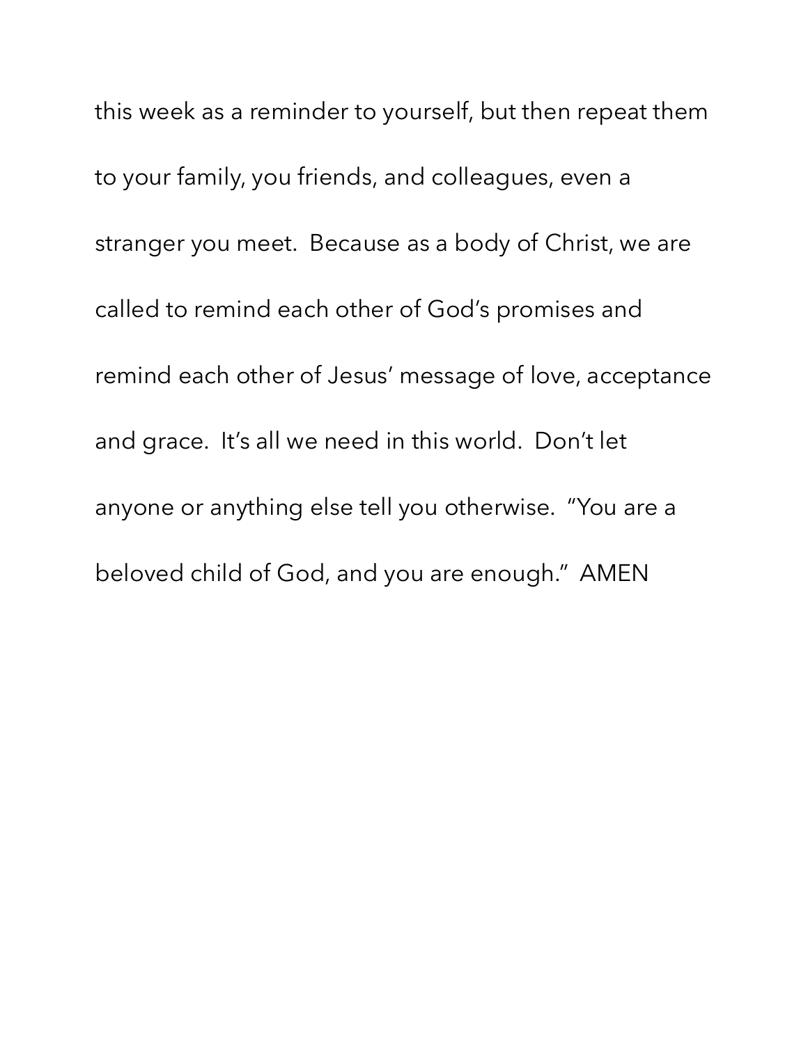this week as a reminder to yourself, but then repeat them to your family, you friends, and colleagues, even a stranger you meet. Because as a body of Christ, we are called to remind each other of God's promises and remind each other of Jesus' message of love, acceptance and grace. It's all we need in this world. Don't let anyone or anything else tell you otherwise. "You are a beloved child of God, and you are enough." AMEN